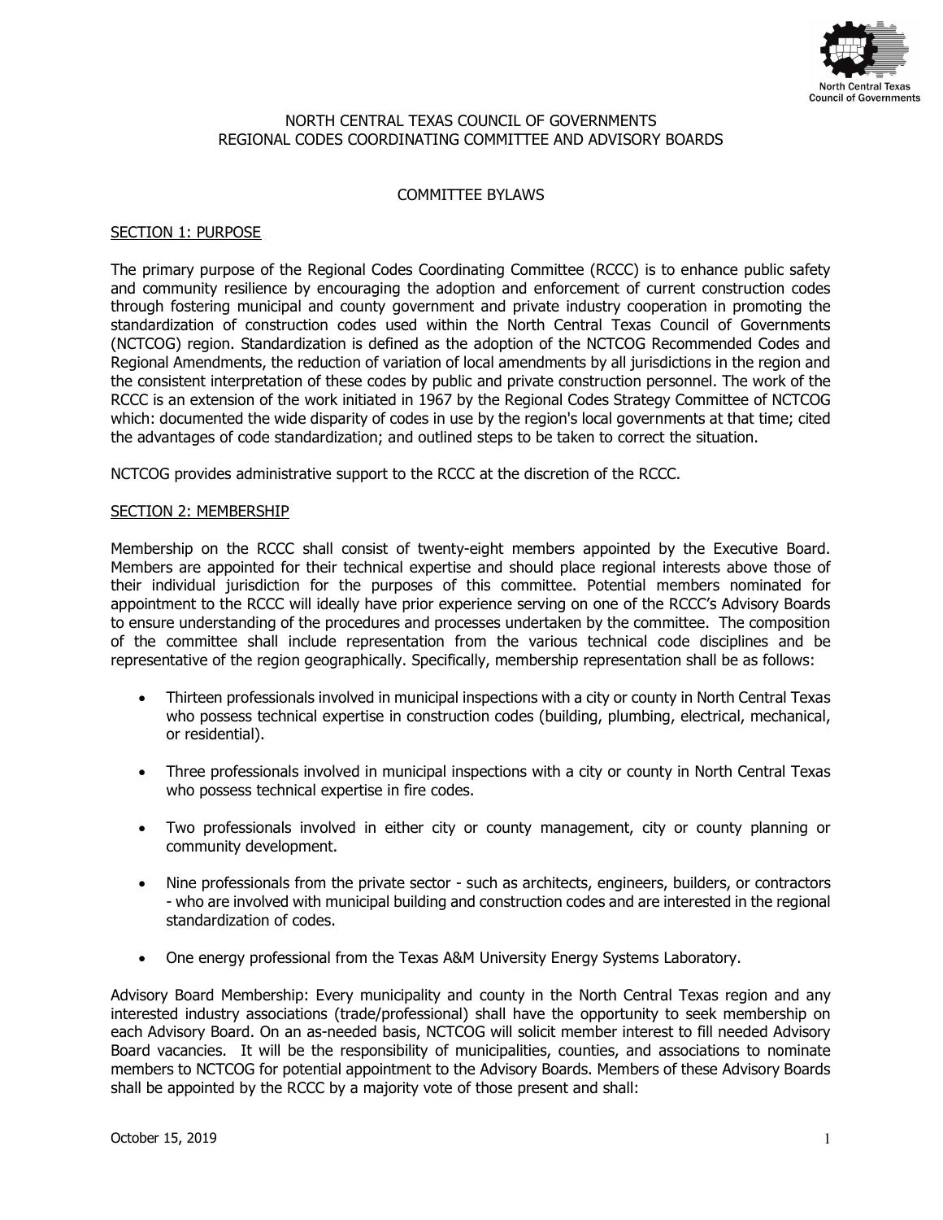NORTH CENTRAL TEXAS COUNCIL OF GOVERNMENTS
REGIONAL CODES COORDINATING COMMITTEE AND ADVISORY BOARDS

# COMMITTEE BYLAWS

## SECTION 1: PURPOSE

The primary purpose of the Regional Codes Coordinating Committee (RCCC) is to enhance public safety and community resilience by encouraging the adoption and enforcement of current construction codes through fostering municipal and county government and private industry cooperation in promoting the standardization of construction codes used within the North Central Texas Council of Governments (NCTCOG) region. Standardization is defined as the adoption of the NCTCOG Recommended Codes and Regional Amendments, the reduction of variation of local amendments by all jurisdictions in the region and the consistent interpretation of these codes by public and private construction personnel. The work of the RCCC is an extension of the work initiated in 1967 by the Regional Codes Strategy Committee of NCTCOG which: documented the wide disparity of codes in use by the region's local governments at that time; cited the advantages of code standardization; and outlined steps to be taken to correct the situation.

NCTCOG provides administrative support to the RCCC at the discretion of the RCCC.

## SECTION 2: MEMBERSHIP

Membership on the RCCC shall consist of twenty-eight members appointed by the Executive Board. Members are appointed for their technical expertise and should place regional interests above those of their individual jurisdiction for the purposes of this committee. Potential members nominated for appointment to the RCCC will ideally have prior experience serving on one of the RCCC's Advisory Boards to ensure understanding of the procedures and processes undertaken by the committee. The composition of the committee shall include representation from the various technical code disciplines and be representative of the region geographically. Specifically, membership representation shall be as follows:

- Thirteen professionals involved in municipal inspections with a city or county in North Central Texas who possess technical expertise in construction codes (building, plumbing, electrical, mechanical, or residential).
- Three professionals involved in municipal inspections with a city or county in North Central Texas who possess technical expertise in fire codes.
- Two professionals involved in either city or county management, city or county planning or community development.
- Nine professionals from the private sector - such as architects, engineers, builders, or contractors - who are involved with municipal building and construction codes and are interested in the regional standardization of codes.
- One energy professional from the Texas A&M University Energy Systems Laboratory.

Advisory Board Membership: Every municipality and county in the North Central Texas region and any interested industry associations (trade/professional) shall have the opportunity to seek membership on each Advisory Board. On an as-needed basis, NCTCOG will solicit member interest to fill needed Advisory Board vacancies. It will be the responsibility of municipalities, counties, and associations to nominate members to NCTCOG for potential appointment to the Advisory Boards. Members of these Advisory Boards shall be appointed by the RCCC by a majority vote of those present and shall: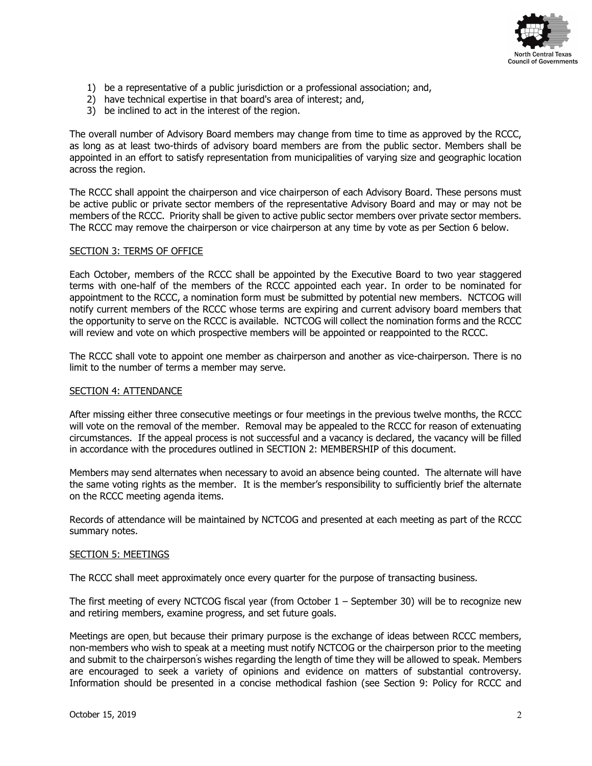1) be a representative of a public jurisdiction or a professional association; and,
2) have technical expertise in that board's area of interest; and,
3) be inclined to act in the interest of the region.

The overall number of Advisory Board members may change from time to time as approved by the RCCC, as long as at least two-thirds of advisory board members are from the public sector. Members shall be appointed in an effort to satisfy representation from municipalities of varying size and geographic location across the region.

The RCCC shall appoint the chairperson and vice chairperson of each Advisory Board. These persons must be active public or private sector members of the representative Advisory Board and may or may not be members of the RCCC. Priority shall be given to active public sector members over private sector members. The RCCC may remove the chairperson or vice chairperson at any time by vote as per Section 6 below.

## SECTION 3: TERMS OF OFFICE

Each October, members of the RCCC shall be appointed by the Executive Board to two year staggered terms with one-half of the members of the RCCC appointed each year. In order to be nominated for appointment to the RCCC, a nomination form must be submitted by potential new members. NCTCOG will notify current members of the RCCC whose terms are expiring and current advisory board members that the opportunity to serve on the RCCC is available. NCTCOG will collect the nomination forms and the RCCC will review and vote on which prospective members will be appointed or reappointed to the RCCC.

The RCCC shall vote to appoint one member as chairperson and another as vice-chairperson. There is no limit to the number of terms a member may serve.

## SECTION 4: ATTENDANCE

After missing either three consecutive meetings or four meetings in the previous twelve months, the RCCC will vote on the removal of the member. Removal may be appealed to the RCCC for reason of extenuating circumstances. If the appeal process is not successful and a vacancy is declared, the vacancy will be filled in accordance with the procedures outlined in SECTION 2: MEMBERSHIP of this document.

Members may send alternates when necessary to avoid an absence being counted. The alternate will have the same voting rights as the member. It is the member's responsibility to sufficiently brief the alternate on the RCCC meeting agenda items.

Records of attendance will be maintained by NCTCOG and presented at each meeting as part of the RCCC summary notes.

## SECTION 5: MEETINGS

The RCCC shall meet approximately once every quarter for the purpose of transacting business.

The first meeting of every NCTCOG fiscal year (from October 1 – September 30) will be to recognize new and retiring members, examine progress, and set future goals.

Meetings are open, but because their primary purpose is the exchange of ideas between RCCC members, non-members who wish to speak at a meeting must notify NCTCOG or the chairperson prior to the meeting and submit to the chairperson's wishes regarding the length of time they will be allowed to speak. Members are encouraged to seek a variety of opinions and evidence on matters of substantial controversy. Information should be presented in a concise methodical fashion (see Section 9: Policy for RCCC and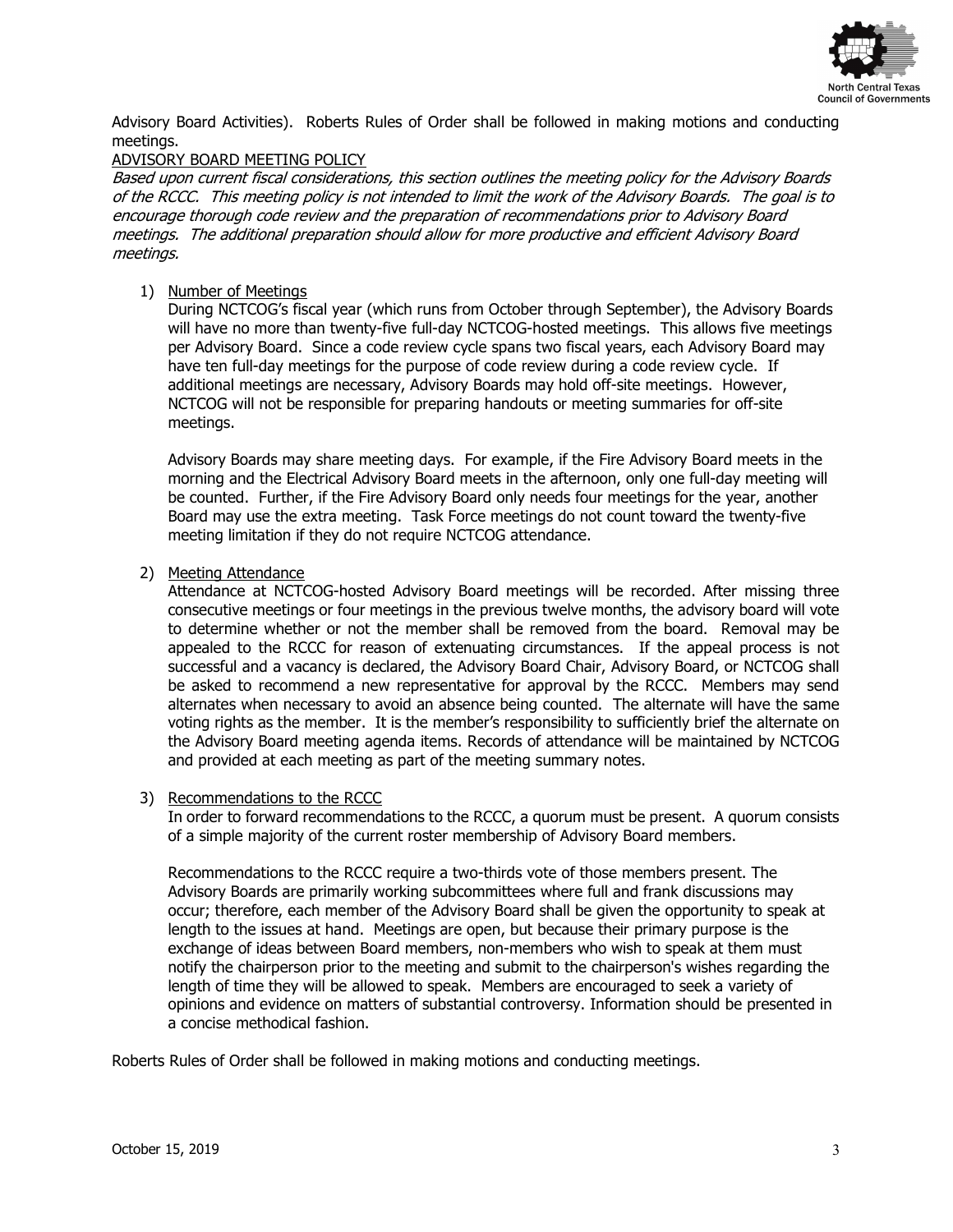Advisory Board Activities). Roberts Rules of Order shall be followed in making motions and conducting meetings.

ADVISORY BOARD MEETING POLICY

*Based upon current fiscal considerations, this section outlines the meeting policy for the Advisory Boards of the RCCC. This meeting policy is not intended to limit the work of the Advisory Boards. The goal is to encourage thorough code review and the preparation of recommendations prior to Advisory Board meetings. The additional preparation should allow for more productive and efficient Advisory Board meetings.*

1) Number of Meetings

   During NCTCOG's fiscal year (which runs from October through September), the Advisory Boards will have no more than twenty-five full-day NCTCOG-hosted meetings. This allows five meetings per Advisory Board. Since a code review cycle spans two fiscal years, each Advisory Board may have ten full-day meetings for the purpose of code review during a code review cycle. If additional meetings are necessary, Advisory Boards may hold off-site meetings. However, NCTCOG will not be responsible for preparing handouts or meeting summaries for off-site meetings.

   Advisory Boards may share meeting days. For example, if the Fire Advisory Board meets in the morning and the Electrical Advisory Board meets in the afternoon, only one full-day meeting will be counted. Further, if the Fire Advisory Board only needs four meetings for the year, another Board may use the extra meeting. Task Force meetings do not count toward the twenty-five meeting limitation if they do not require NCTCOG attendance.

2) Meeting Attendance

   Attendance at NCTCOG-hosted Advisory Board meetings will be recorded. After missing three consecutive meetings or four meetings in the previous twelve months, the advisory board will vote to determine whether or not the member shall be removed from the board. Removal may be appealed to the RCCC for reason of extenuating circumstances. If the appeal process is not successful and a vacancy is declared, the Advisory Board Chair, Advisory Board, or NCTCOG shall be asked to recommend a new representative for approval by the RCCC. Members may send alternates when necessary to avoid an absence being counted. The alternate will have the same voting rights as the member. It is the member's responsibility to sufficiently brief the alternate on the Advisory Board meeting agenda items. Records of attendance will be maintained by NCTCOG and provided at each meeting as part of the meeting summary notes.

3) Recommendations to the RCCC

   In order to forward recommendations to the RCCC, a quorum must be present. A quorum consists of a simple majority of the current roster membership of Advisory Board members.

   Recommendations to the RCCC require a two-thirds vote of those members present. The Advisory Boards are primarily working subcommittees where full and frank discussions may occur; therefore, each member of the Advisory Board shall be given the opportunity to speak at length to the issues at hand. Meetings are open, but because their primary purpose is the exchange of ideas between Board members, non-members who wish to speak at them must notify the chairperson prior to the meeting and submit to the chairperson's wishes regarding the length of time they will be allowed to speak. Members are encouraged to seek a variety of opinions and evidence on matters of substantial controversy. Information should be presented in a concise methodical fashion.

Roberts Rules of Order shall be followed in making motions and conducting meetings.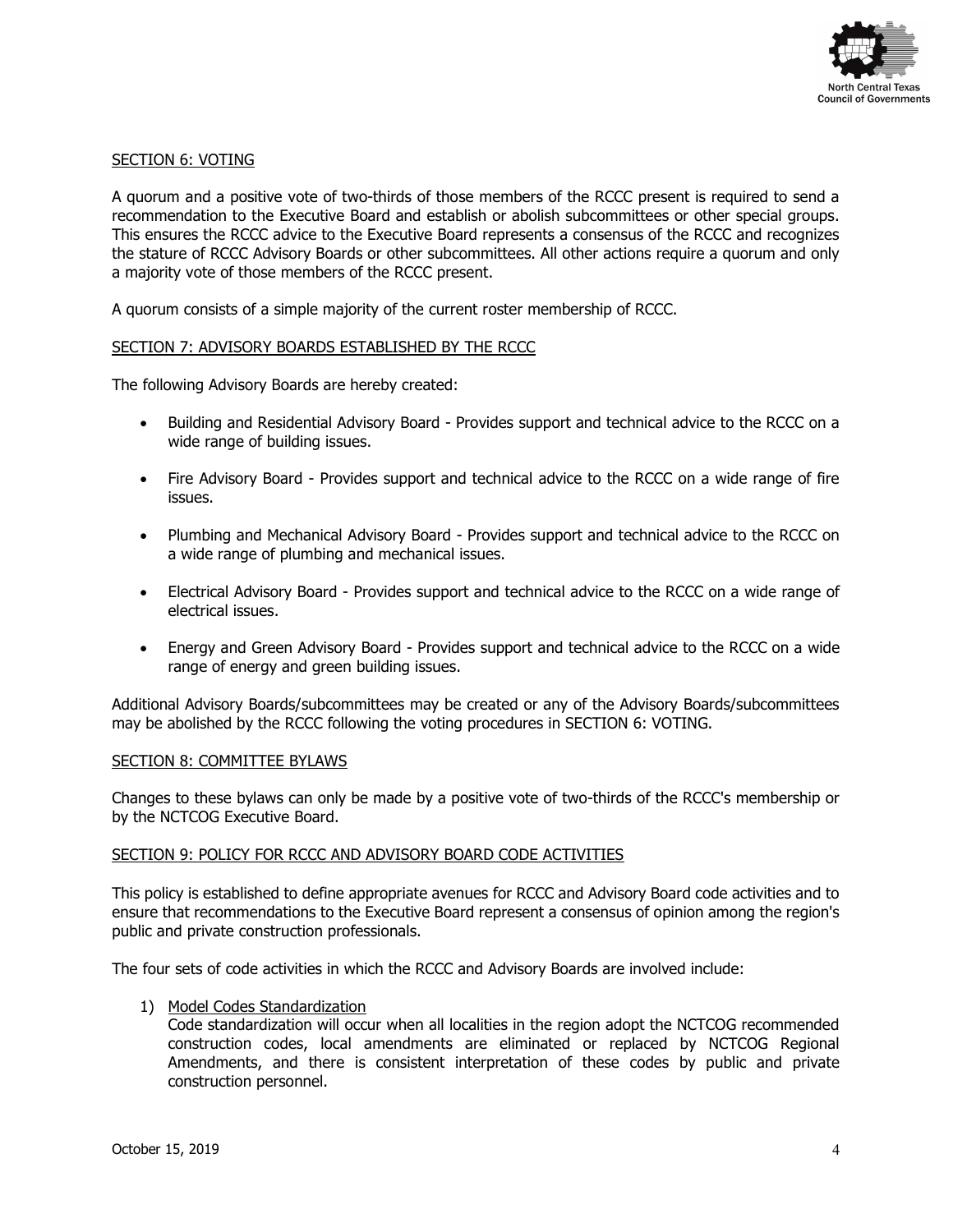## SECTION 6: VOTING

A quorum and a positive vote of two-thirds of those members of the RCCC present is required to send a recommendation to the Executive Board and establish or abolish subcommittees or other special groups. This ensures the RCCC advice to the Executive Board represents a consensus of the RCCC and recognizes the stature of RCCC Advisory Boards or other subcommittees. All other actions require a quorum and only a majority vote of those members of the RCCC present.

A quorum consists of a simple majority of the current roster membership of RCCC.

## SECTION 7: ADVISORY BOARDS ESTABLISHED BY THE RCCC

The following Advisory Boards are hereby created:

- Building and Residential Advisory Board - Provides support and technical advice to the RCCC on a wide range of building issues.
- Fire Advisory Board - Provides support and technical advice to the RCCC on a wide range of fire issues.
- Plumbing and Mechanical Advisory Board - Provides support and technical advice to the RCCC on a wide range of plumbing and mechanical issues.
- Electrical Advisory Board - Provides support and technical advice to the RCCC on a wide range of electrical issues.
- Energy and Green Advisory Board - Provides support and technical advice to the RCCC on a wide range of energy and green building issues.

Additional Advisory Boards/subcommittees may be created or any of the Advisory Boards/subcommittees may be abolished by the RCCC following the voting procedures in SECTION 6: VOTING.

## SECTION 8: COMMITTEE BYLAWS

Changes to these bylaws can only be made by a positive vote of two-thirds of the RCCC's membership or by the NCTCOG Executive Board.

## SECTION 9: POLICY FOR RCCC AND ADVISORY BOARD CODE ACTIVITIES

This policy is established to define appropriate avenues for RCCC and Advisory Board code activities and to ensure that recommendations to the Executive Board represent a consensus of opinion among the region's public and private construction professionals.

The four sets of code activities in which the RCCC and Advisory Boards are involved include:

1) Model Codes Standardization
   Code standardization will occur when all localities in the region adopt the NCTCOG recommended construction codes, local amendments are eliminated or replaced by NCTCOG Regional Amendments, and there is consistent interpretation of these codes by public and private construction personnel.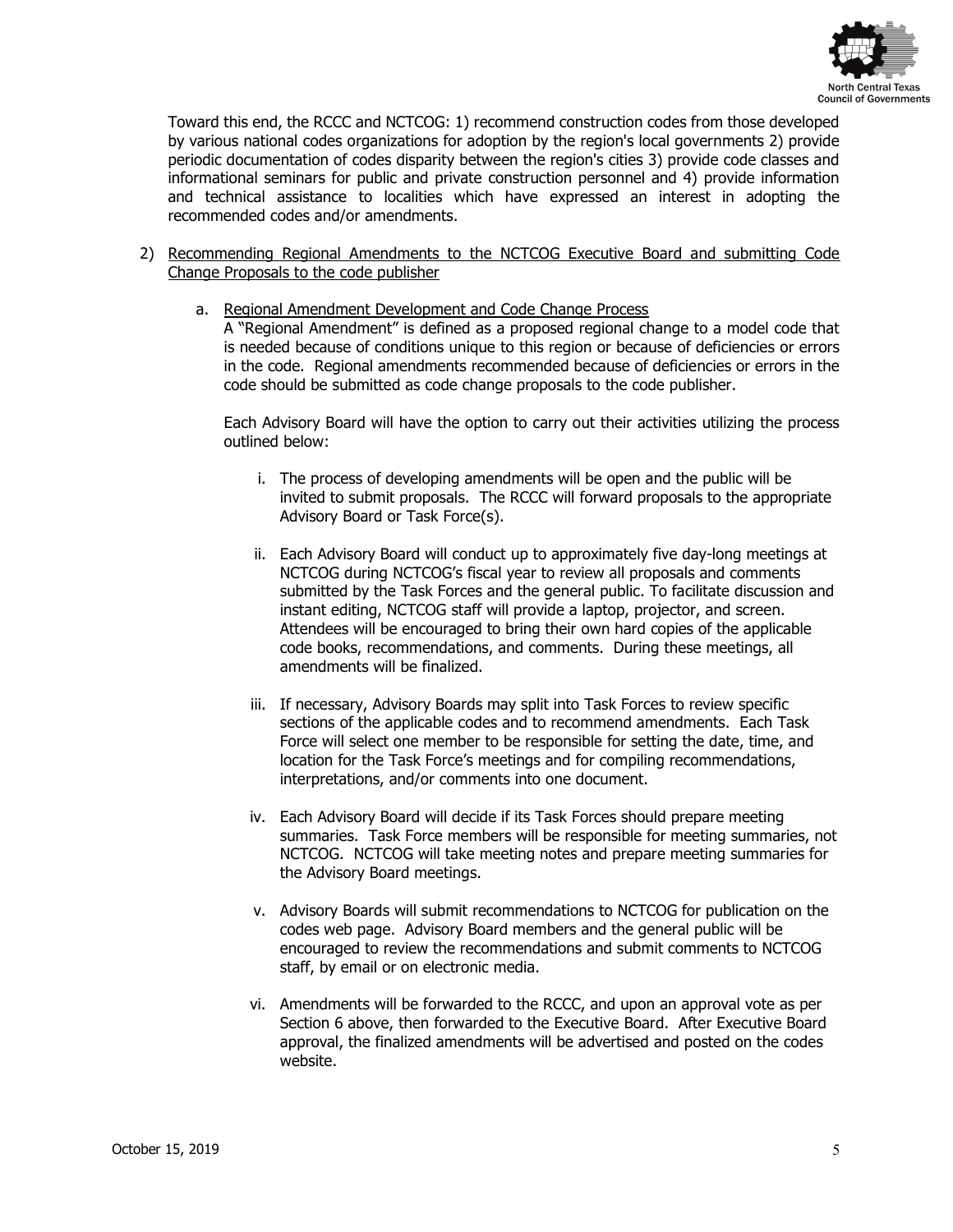Toward this end, the RCCC and NCTCOG: 1) recommend construction codes from those developed by various national codes organizations for adoption by the region's local governments 2) provide periodic documentation of codes disparity between the region's cities 3) provide code classes and informational seminars for public and private construction personnel and 4) provide information and technical assistance to localities which have expressed an interest in adopting the recommended codes and/or amendments.

2) <u>Recommending Regional Amendments to the NCTCOG Executive Board and submitting Code Change Proposals to the code publisher</u>

   a. <u>Regional Amendment Development and Code Change Process</u>

      A "Regional Amendment" is defined as a proposed regional change to a model code that is needed because of conditions unique to this region or because of deficiencies or errors in the code. Regional amendments recommended because of deficiencies or errors in the code should be submitted as code change proposals to the code publisher.

      Each Advisory Board will have the option to carry out their activities utilizing the process outlined below:

      i. The process of developing amendments will be open and the public will be invited to submit proposals. The RCCC will forward proposals to the appropriate Advisory Board or Task Force(s).

      ii. Each Advisory Board will conduct up to approximately five day-long meetings at NCTCOG during NCTCOG's fiscal year to review all proposals and comments submitted by the Task Forces and the general public. To facilitate discussion and instant editing, NCTCOG staff will provide a laptop, projector, and screen. Attendees will be encouraged to bring their own hard copies of the applicable code books, recommendations, and comments. During these meetings, all amendments will be finalized.

      iii. If necessary, Advisory Boards may split into Task Forces to review specific sections of the applicable codes and to recommend amendments. Each Task Force will select one member to be responsible for setting the date, time, and location for the Task Force's meetings and for compiling recommendations, interpretations, and/or comments into one document.

      iv. Each Advisory Board will decide if its Task Forces should prepare meeting summaries. Task Force members will be responsible for meeting summaries, not NCTCOG. NCTCOG will take meeting notes and prepare meeting summaries for the Advisory Board meetings.

      v. Advisory Boards will submit recommendations to NCTCOG for publication on the codes web page. Advisory Board members and the general public will be encouraged to review the recommendations and submit comments to NCTCOG staff, by email or on electronic media.

      vi. Amendments will be forwarded to the RCCC, and upon an approval vote as per Section 6 above, then forwarded to the Executive Board. After Executive Board approval, the finalized amendments will be advertised and posted on the codes website.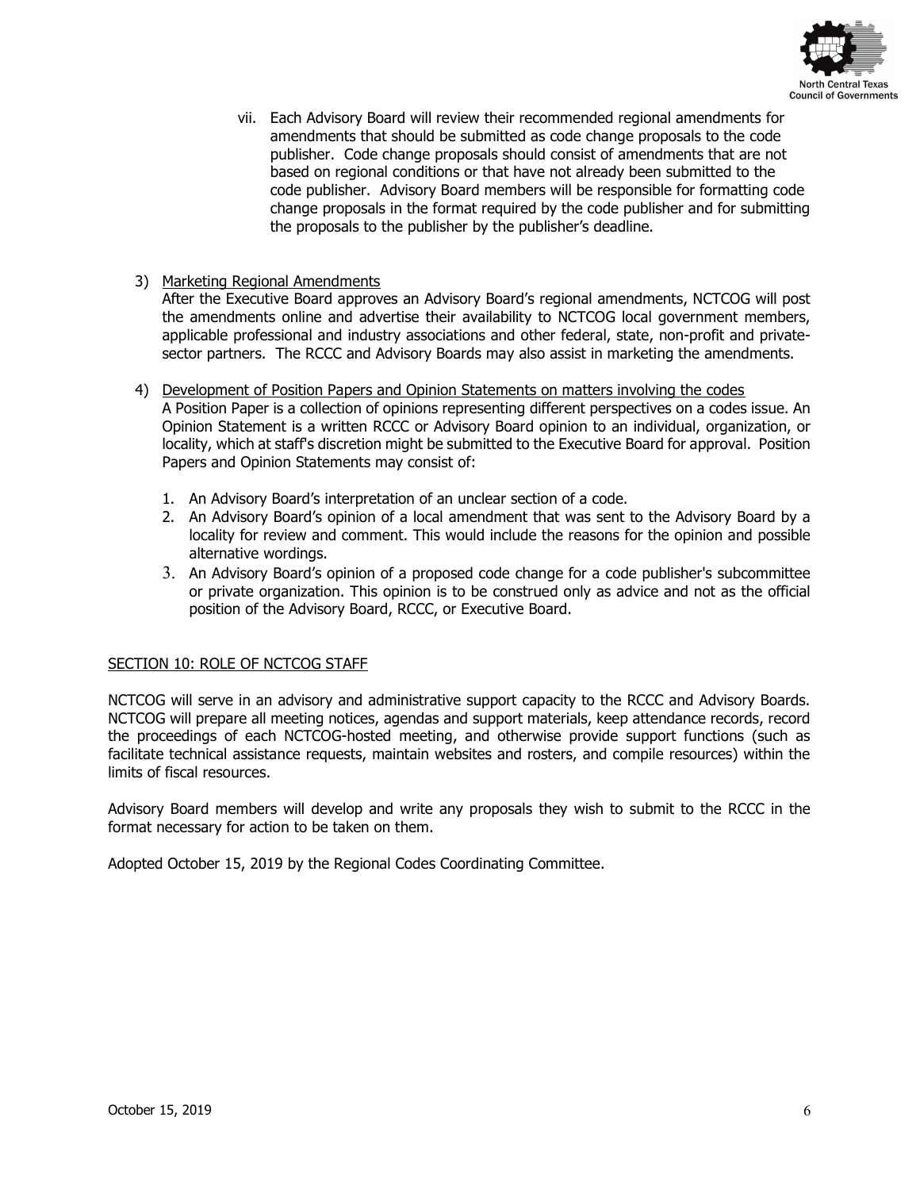vii. Each Advisory Board will review their recommended regional amendments for amendments that should be submitted as code change proposals to the code publisher. Code change proposals should consist of amendments that are not based on regional conditions or that have not already been submitted to the code publisher. Advisory Board members will be responsible for formatting code change proposals in the format required by the code publisher and for submitting the proposals to the publisher by the publisher's deadline.

3) Marketing Regional Amendments

After the Executive Board approves an Advisory Board's regional amendments, NCTCOG will post the amendments online and advertise their availability to NCTCOG local government members, applicable professional and industry associations and other federal, state, non-profit and private-sector partners. The RCCC and Advisory Boards may also assist in marketing the amendments.

4) Development of Position Papers and Opinion Statements on matters involving the codes

A Position Paper is a collection of opinions representing different perspectives on a codes issue. An Opinion Statement is a written RCCC or Advisory Board opinion to an individual, organization, or locality, which at staff's discretion might be submitted to the Executive Board for approval. Position Papers and Opinion Statements may consist of:

1. An Advisory Board's interpretation of an unclear section of a code.
2. An Advisory Board's opinion of a local amendment that was sent to the Advisory Board by a locality for review and comment. This would include the reasons for the opinion and possible alternative wordings.
3. An Advisory Board's opinion of a proposed code change for a code publisher's subcommittee or private organization. This opinion is to be construed only as advice and not as the official position of the Advisory Board, RCCC, or Executive Board.

## SECTION 10: ROLE OF NCTCOG STAFF

NCTCOG will serve in an advisory and administrative support capacity to the RCCC and Advisory Boards. NCTCOG will prepare all meeting notices, agendas and support materials, keep attendance records, record the proceedings of each NCTCOG-hosted meeting, and otherwise provide support functions (such as facilitate technical assistance requests, maintain websites and rosters, and compile resources) within the limits of fiscal resources.

Advisory Board members will develop and write any proposals they wish to submit to the RCCC in the format necessary for action to be taken on them.

Adopted October 15, 2019 by the Regional Codes Coordinating Committee.